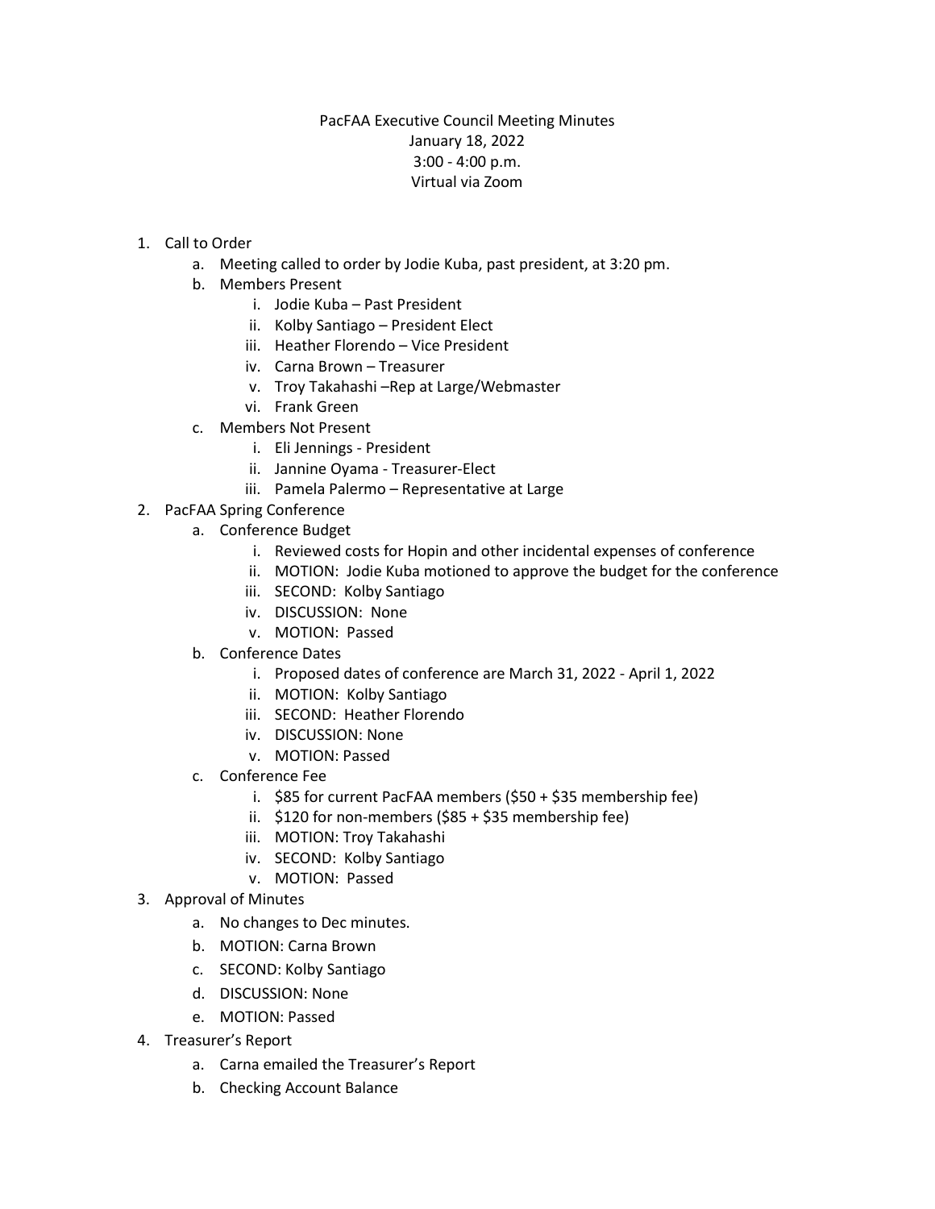PacFAA Executive Council Meeting Minutes
January 18, 2022
3:00 - 4:00 p.m.
Virtual via Zoom

1. Call to Order
   a. Meeting called to order by Jodie Kuba, past president, at 3:20 pm.
   b. Members Present
      i. Jodie Kuba – Past President
      ii. Kolby Santiago – President Elect
      iii. Heather Florendo – Vice President
      iv. Carna Brown – Treasurer
      v. Troy Takahashi –Rep at Large/Webmaster
      vi. Frank Green
   c. Members Not Present
      i. Eli Jennings - President
      ii. Jannine Oyama - Treasurer-Elect
      iii. Pamela Palermo – Representative at Large
2. PacFAA Spring Conference
   a. Conference Budget
      i. Reviewed costs for Hopin and other incidental expenses of conference
      ii. MOTION: Jodie Kuba motioned to approve the budget for the conference
      iii. SECOND: Kolby Santiago
      iv. DISCUSSION: None
      v. MOTION: Passed
   b. Conference Dates
      i. Proposed dates of conference are March 31, 2022 - April 1, 2022
      ii. MOTION: Kolby Santiago
      iii. SECOND: Heather Florendo
      iv. DISCUSSION: None
      v. MOTION: Passed
   c. Conference Fee
      i. $85 for current PacFAA members ($50 + $35 membership fee)
      ii. $120 for non-members ($85 + $35 membership fee)
      iii. MOTION: Troy Takahashi
      iv. SECOND: Kolby Santiago
      v. MOTION: Passed
3. Approval of Minutes
   a. No changes to Dec minutes.
   b. MOTION: Carna Brown
   c. SECOND: Kolby Santiago
   d. DISCUSSION: None
   e. MOTION: Passed
4. Treasurer's Report
   a. Carna emailed the Treasurer's Report
   b. Checking Account Balance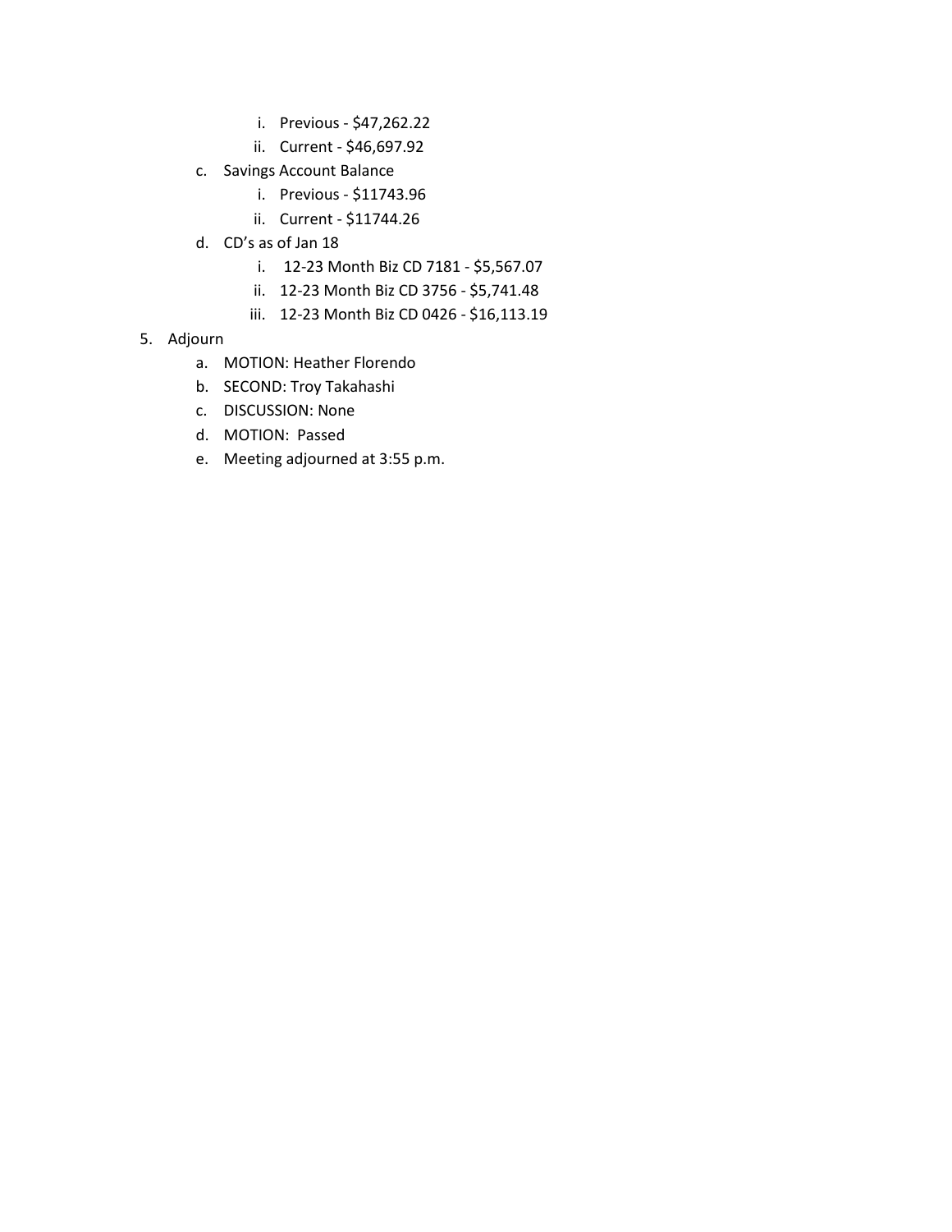- i. Previous - $47,262.22
   - ii. Current - $46,697.92
  - c. Savings Account Balance
    - i. Previous - $11743.96
    - ii. Current - $11744.26
  - d. CD's as of Jan 18
    - i. 12-23 Month Biz CD 7181 - $5,567.07
    - ii. 12-23 Month Biz CD 3756 - $5,741.48
    - iii. 12-23 Month Biz CD 0426 - $16,113.19

5. Adjourn
   - a. MOTION: Heather Florendo
   - b. SECOND: Troy Takahashi
   - c. DISCUSSION: None
   - d. MOTION: Passed
   - e. Meeting adjourned at 3:55 p.m.